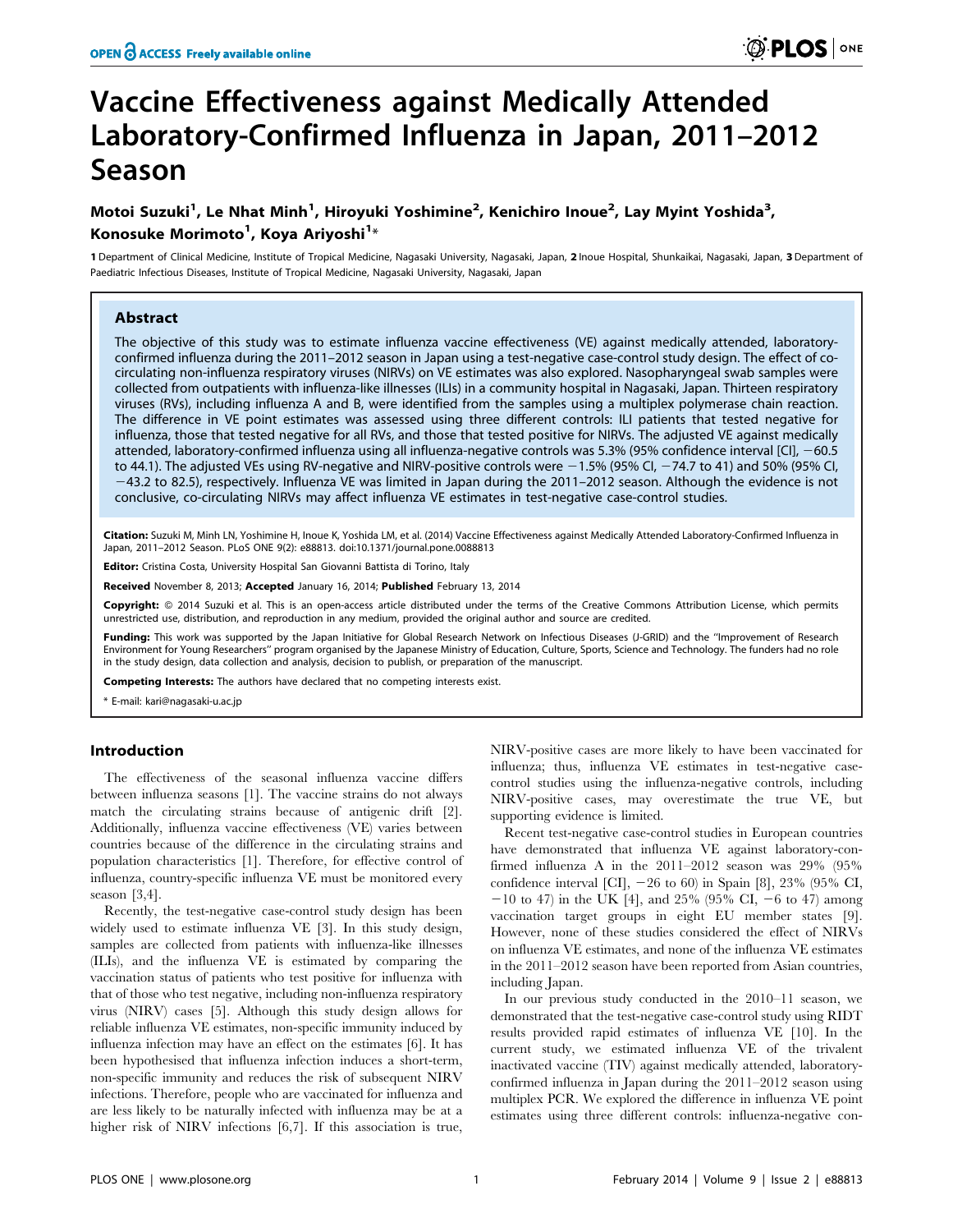# Vaccine Effectiveness against Medically Attended Laboratory-Confirmed Influenza in Japan, 2011–2012 Season

**Motoi Suzuki[1], Le Nhat Minh[1], Hiroyuki Yoshimine[2], Kenichiro Inoue[2], Lay Myint Yoshida[3], Konosuke Morimoto[1], Koya Ariyoshi[1]***

1 Department of Clinical Medicine, Institute of Tropical Medicine, Nagasaki University, Nagasaki, Japan, 2 Inoue Hospital, Shunkaikai, Nagasaki, Japan, 3 Department of Paediatric Infectious Diseases, Institute of Tropical Medicine, Nagasaki University, Nagasaki, Japan

## Abstract

The objective of this study was to estimate influenza vaccine effectiveness (VE) against medically attended, laboratory-confirmed influenza during the 2011–2012 season in Japan using a test-negative case-control study design. The effect of co-circulating non-influenza respiratory viruses (NIRVs) on VE estimates was also explored. Nasopharyngeal swab samples were collected from outpatients with influenza-like illnesses (ILIs) in a community hospital in Nagasaki, Japan. Thirteen respiratory viruses (RVs), including influenza A and B, were identified from the samples using a multiplex polymerase chain reaction. The difference in VE point estimates was assessed using three different controls: ILI patients that tested negative for influenza, those that tested negative for all RVs, and those that tested positive for NIRVs. The adjusted VE against medically attended, laboratory-confirmed influenza using all influenza-negative controls was 5.3% (95% confidence interval [CI], −60.5 to 44.1). The adjusted VEs using RV-negative and NIRV-positive controls were −1.5% (95% CI, −74.7 to 41) and 50% (95% CI, −43.2 to 82.5), respectively. Influenza VE was limited in Japan during the 2011–2012 season. Although the evidence is not conclusive, co-circulating NIRVs may affect influenza VE estimates in test-negative case-control studies.

**Citation:** Suzuki M, Minh LN, Yoshimine H, Inoue K, Yoshida LM, et al. (2014) Vaccine Effectiveness against Medically Attended Laboratory-Confirmed Influenza in Japan, 2011–2012 Season. PLoS ONE 9(2): e88813. doi:10.1371/journal.pone.0088813

**Editor:** Cristina Costa, University Hospital San Giovanni Battista di Torino, Italy

**Received** November 8, 2013; **Accepted** January 16, 2014; **Published** February 13, 2014

**Copyright:** © 2014 Suzuki et al. This is an open-access article distributed under the terms of the Creative Commons Attribution License, which permits unrestricted use, distribution, and reproduction in any medium, provided the original author and source are credited.

**Funding:** This work was supported by the Japan Initiative for Global Research Network on Infectious Diseases (J-GRID) and the "Improvement of Research Environment for Young Researchers" program organised by the Japanese Ministry of Education, Culture, Sports, Science and Technology. The funders had no role in the study design, data collection and analysis, decision to publish, or preparation of the manuscript.

**Competing Interests:** The authors have declared that no competing interests exist.

* E-mail: kari@nagasaki-u.ac.jp

## Introduction

The effectiveness of the seasonal influenza vaccine differs between influenza seasons [1]. The vaccine strains do not always match the circulating strains because of antigenic drift [2]. Additionally, influenza vaccine effectiveness (VE) varies between countries because of the difference in the circulating strains and population characteristics [1]. Therefore, for effective control of influenza, country-specific influenza VE must be monitored every season [3,4].

Recently, the test-negative case-control study design has been widely used to estimate influenza VE [3]. In this study design, samples are collected from patients with influenza-like illnesses (ILIs), and the influenza VE is estimated by comparing the vaccination status of patients who test positive for influenza with that of those who test negative, including non-influenza respiratory virus (NIRV) cases [5]. Although this study design allows for reliable influenza VE estimates, non-specific immunity induced by influenza infection may have an effect on the estimates [6]. It has been hypothesised that influenza infection induces a short-term, non-specific immunity and reduces the risk of subsequent NIRV infections. Therefore, people who are vaccinated for influenza and are less likely to be naturally infected with influenza may be at a higher risk of NIRV infections [6,7]. If this association is true, NIRV-positive cases are more likely to have been vaccinated for influenza; thus, influenza VE estimates in test-negative case-control studies using the influenza-negative controls, including NIRV-positive cases, may overestimate the true VE, but supporting evidence is limited.

Recent test-negative case-control studies in European countries have demonstrated that influenza VE against laboratory-confirmed influenza A in the 2011–2012 season was 29% (95% confidence interval [CI], −26 to 60) in Spain [8], 23% (95% CI, −10 to 47) in the UK [4], and 25% (95% CI, −6 to 47) among vaccination target groups in eight EU member states [9]. However, none of these studies considered the effect of NIRVs on influenza VE estimates, and none of the influenza VE estimates in the 2011–2012 season have been reported from Asian countries, including Japan.

In our previous study conducted in the 2010–11 season, we demonstrated that the test-negative case-control study using RIDT results provided rapid estimates of influenza VE [10]. In the current study, we estimated influenza VE of the trivalent inactivated vaccine (TIV) against medically attended, laboratory-confirmed influenza in Japan during the 2011–2012 season using multiplex PCR. We explored the difference in influenza VE point estimates using three different controls: influenza-negative con-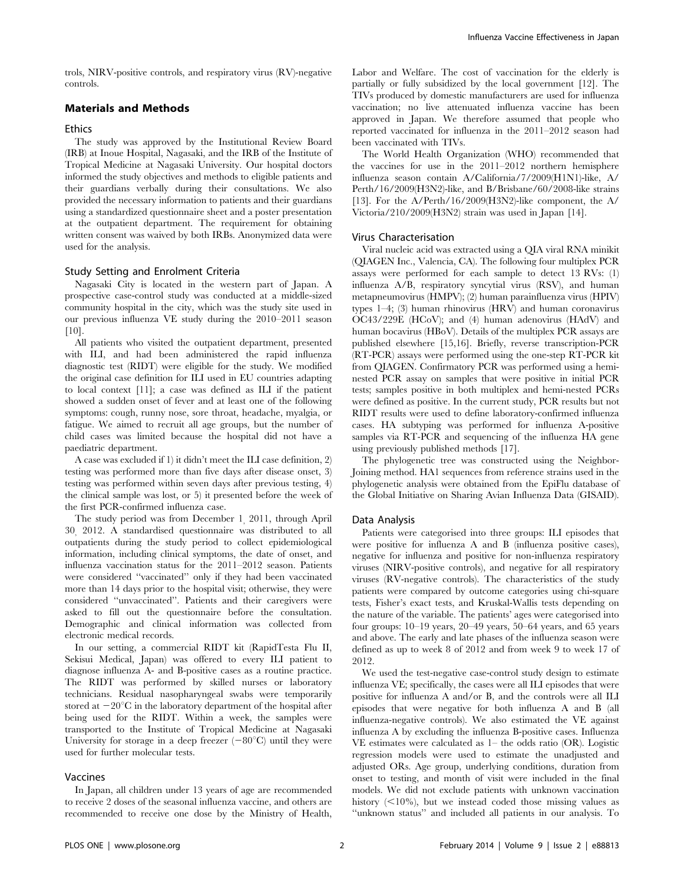trols, NIRV-positive controls, and respiratory virus (RV)-negative controls.

## Materials and Methods

### Ethics

The study was approved by the Institutional Review Board (IRB) at Inoue Hospital, Nagasaki, and the IRB of the Institute of Tropical Medicine at Nagasaki University. Our hospital doctors informed the study objectives and methods to eligible patients and their guardians verbally during their consultations. We also provided the necessary information to patients and their guardians using a standardized questionnaire sheet and a poster presentation at the outpatient department. The requirement for obtaining written consent was waived by both IRBs. Anonymized data were used for the analysis.

### Study Setting and Enrolment Criteria

Nagasaki City is located in the western part of Japan. A prospective case-control study was conducted at a middle-sized community hospital in the city, which was the study site used in our previous influenza VE study during the 2010–2011 season [10].

All patients who visited the outpatient department, presented with ILI, and had been administered the rapid influenza diagnostic test (RIDT) were eligible for the study. We modified the original case definition for ILI used in EU countries adapting to local context [11]; a case was defined as ILI if the patient showed a sudden onset of fever and at least one of the following symptoms: cough, runny nose, sore throat, headache, myalgia, or fatigue. We aimed to recruit all age groups, but the number of child cases was limited because the hospital did not have a paediatric department.

A case was excluded if 1) it didn't meet the ILI case definition, 2) testing was performed more than five days after disease onset, 3) testing was performed within seven days after previous testing, 4) the clinical sample was lost, or 5) it presented before the week of the first PCR-confirmed influenza case.

The study period was from December 1, 2011, through April 30, 2012. A standardised questionnaire was distributed to all outpatients during the study period to collect epidemiological information, including clinical symptoms, the date of onset, and influenza vaccination status for the 2011–2012 season. Patients were considered "vaccinated" only if they had been vaccinated more than 14 days prior to the hospital visit; otherwise, they were considered "unvaccinated". Patients and their caregivers were asked to fill out the questionnaire before the consultation. Demographic and clinical information was collected from electronic medical records.

In our setting, a commercial RIDT kit (RapidTesta Flu II, Sekisui Medical, Japan) was offered to every ILI patient to diagnose influenza A- and B-positive cases as a routine practice. The RIDT was performed by skilled nurses or laboratory technicians. Residual nasopharyngeal swabs were temporarily stored at $-20^{\circ}$C in the laboratory department of the hospital after being used for the RIDT. Within a week, the samples were transported to the Institute of Tropical Medicine at Nagasaki University for storage in a deep freezer ($-80^{\circ}$C) until they were used for further molecular tests.

### Vaccines

In Japan, all children under 13 years of age are recommended to receive 2 doses of the seasonal influenza vaccine, and others are recommended to receive one dose by the Ministry of Health, Labor and Welfare. The cost of vaccination for the elderly is partially or fully subsidized by the local government [12]. The TIVs produced by domestic manufacturers are used for influenza vaccination; no live attenuated influenza vaccine has been approved in Japan. We therefore assumed that people who reported vaccinated for influenza in the 2011–2012 season had been vaccinated with TIVs.

The World Health Organization (WHO) recommended that the vaccines for use in the 2011–2012 northern hemisphere influenza season contain A/California/7/2009(H1N1)-like, A/Perth/16/2009(H3N2)-like, and B/Brisbane/60/2008-like strains [13]. For the A/Perth/16/2009(H3N2)-like component, the A/Victoria/210/2009(H3N2) strain was used in Japan [14].

### Virus Characterisation

Viral nucleic acid was extracted using a QIA viral RNA minikit (QIAGEN Inc., Valencia, CA). The following four multiplex PCR assays were performed for each sample to detect 13 RVs: (1) influenza A/B, respiratory syncytial virus (RSV), and human metapneumovirus (HMPV); (2) human parainfluenza virus (HPIV) types 1–4; (3) human rhinovirus (HRV) and human coronavirus OC43/229E (HCoV); and (4) human adenovirus (HAdV) and human bocavirus (HBoV). Details of the multiplex PCR assays are published elsewhere [15,16]. Briefly, reverse transcription-PCR (RT-PCR) assays were performed using the one-step RT-PCR kit from QIAGEN. Confirmatory PCR was performed using a hemi-nested PCR assay on samples that were positive in initial PCR tests; samples positive in both multiplex and hemi-nested PCRs were defined as positive. In the current study, PCR results but not RIDT results were used to define laboratory-confirmed influenza cases. HA subtyping was performed for influenza A-positive samples via RT-PCR and sequencing of the influenza HA gene using previously published methods [17].

The phylogenetic tree was constructed using the Neighbor-Joining method. HA1 sequences from reference strains used in the phylogenetic analysis were obtained from the EpiFlu database of the Global Initiative on Sharing Avian Influenza Data (GISAID).

### Data Analysis

Patients were categorised into three groups: ILI episodes that were positive for influenza A and B (influenza positive cases), negative for influenza and positive for non-influenza respiratory viruses (NIRV-positive controls), and negative for all respiratory viruses (RV-negative controls). The characteristics of the study patients were compared by outcome categories using chi-square tests, Fisher's exact tests, and Kruskal-Wallis tests depending on the nature of the variable. The patients' ages were categorised into four groups: 10–19 years, 20–49 years, 50–64 years, and 65 years and above. The early and late phases of the influenza season were defined as up to week 8 of 2012 and from week 9 to week 17 of 2012.

We used the test-negative case-control study design to estimate influenza VE; specifically, the cases were all ILI episodes that were positive for influenza A and/or B, and the controls were all ILI episodes that were negative for both influenza A and B (all influenza-negative controls). We also estimated the VE against influenza A by excluding the influenza B-positive cases. Influenza VE estimates were calculated as 1– the odds ratio (OR). Logistic regression models were used to estimate the unadjusted and adjusted ORs. Age group, underlying conditions, duration from onset to testing, and month of visit were included in the final models. We did not exclude patients with unknown vaccination history ($<10\%$), but we instead coded those missing values as "unknown status" and included all patients in our analysis. To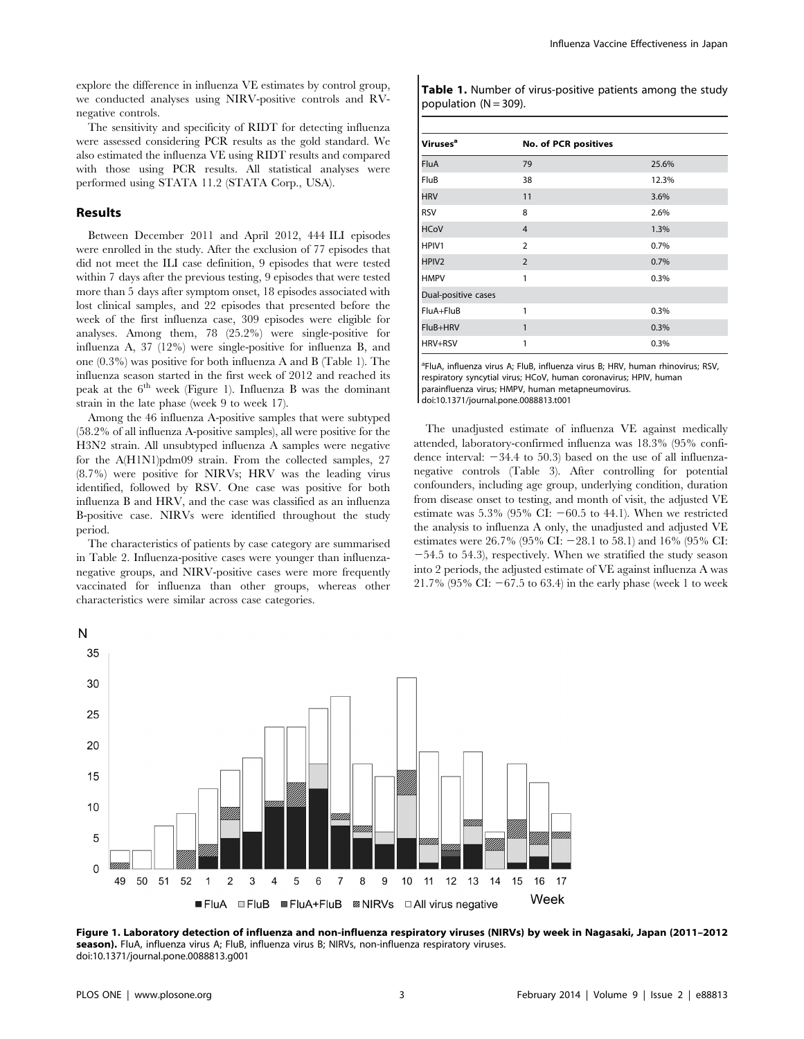explore the difference in influenza VE estimates by control group, we conducted analyses using NIRV-positive controls and RV-negative controls.

The sensitivity and specificity of RIDT for detecting influenza were assessed considering PCR results as the gold standard. We also estimated the influenza VE using RIDT results and compared with those using PCR results. All statistical analyses were performed using STATA 11.2 (STATA Corp., USA).

## Results

Between December 2011 and April 2012, 444 ILI episodes were enrolled in the study. After the exclusion of 77 episodes that did not meet the ILI case definition, 9 episodes that were tested within 7 days after the previous testing, 9 episodes that were tested more than 5 days after symptom onset, 18 episodes associated with lost clinical samples, and 22 episodes that presented before the week of the first influenza case, 309 episodes were eligible for analyses. Among them, 78 (25.2%) were single-positive for influenza A, 37 (12%) were single-positive for influenza B, and one (0.3%) was positive for both influenza A and B (Table 1). The influenza season started in the first week of 2012 and reached its peak at the 6[th] week (Figure 1). Influenza B was the dominant strain in the late phase (week 9 to week 17).

Among the 46 influenza A-positive samples that were subtyped (58.2% of all influenza A-positive samples), all were positive for the H3N2 strain. All unsubtyped influenza A samples were negative for the A(H1N1)pdm09 strain. From the collected samples, 27 (8.7%) were positive for NIRVs; HRV was the leading virus identified, followed by RSV. One case was positive for both influenza B and HRV, and the case was classified as an influenza B-positive case. NIRVs were identified throughout the study period.

The characteristics of patients by case category are summarised in Table 2. Influenza-positive cases were younger than influenza-negative groups, and NIRV-positive cases were more frequently vaccinated for influenza than other groups, whereas other characteristics were similar across case categories.

**Table 1.** Number of virus-positive patients among the study population (N = 309).

| Viruses[a] | No. of PCR positives | |
|---|---|---|
| FluA | 79 | 25.6% |
| FluB | 38 | 12.3% |
| HRV | 11 | 3.6% |
| RSV | 8 | 2.6% |
| HCoV | 4 | 1.3% |
| HPIV1 | 2 | 0.7% |
| HPIV2 | 2 | 0.7% |
| HMPV | 1 | 0.3% |
| Dual-positive cases | | |
| FluA+FluB | 1 | 0.3% |
| FluB+HRV | 1 | 0.3% |
| HRV+RSV | 1 | 0.3% |

[a]FluA, influenza virus A; FluB, influenza virus B; HRV, human rhinovirus; RSV, respiratory syncytial virus; HCoV, human coronavirus; HPIV, human parainfluenza virus; HMPV, human metapneumovirus.
doi:10.1371/journal.pone.0088813.t001

The unadjusted estimate of influenza VE against medically attended, laboratory-confirmed influenza was 18.3% (95% confidence interval: −34.4 to 50.3) based on the use of all influenza-negative controls (Table 3). After controlling for potential confounders, including age group, underlying condition, duration from disease onset to testing, and month of visit, the adjusted VE estimate was 5.3% (95% CI: −60.5 to 44.1). When we restricted the analysis to influenza A only, the unadjusted and adjusted VE estimates were 26.7% (95% CI: −28.1 to 58.1) and 16% (95% CI: −54.5 to 54.3), respectively. When we stratified the study season into 2 periods, the adjusted estimate of VE against influenza A was 21.7% (95% CI: −67.5 to 63.4) in the early phase (week 1 to week

**Figure 1. Laboratory detection of influenza and non-influenza respiratory viruses (NIRVs) by week in Nagasaki, Japan (2011–2012 season).** FluA, influenza virus A; FluB, influenza virus B; NIRVs, non-influenza respiratory viruses.
doi:10.1371/journal.pone.0088813.g001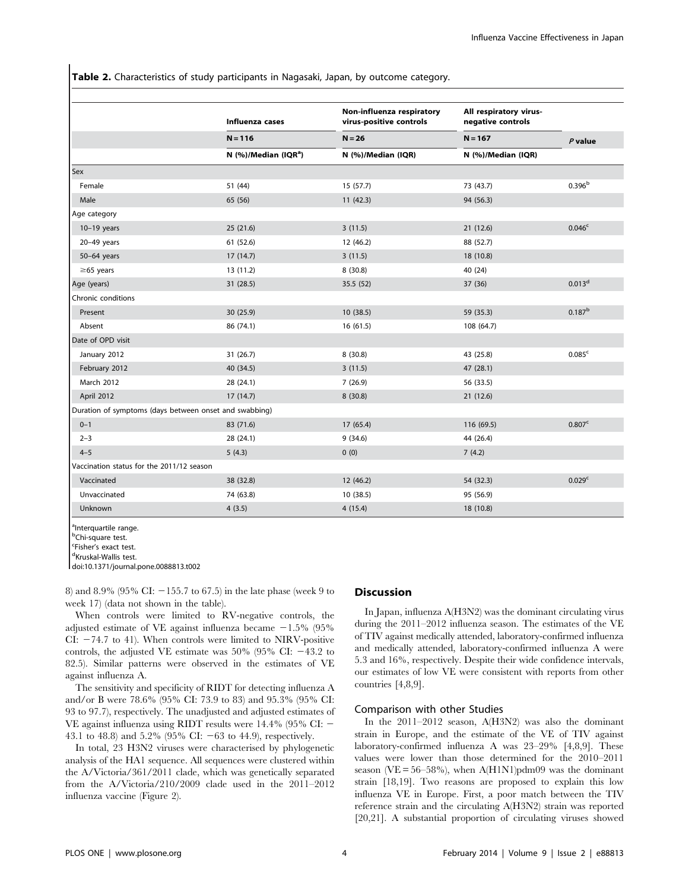**Table 2.** Characteristics of study participants in Nagasaki, Japan, by outcome category.

| | Influenza cases | Non-influenza respiratory virus-positive controls | All respiratory virus-negative controls | *P* value |
|---|---|---|---|---|
| | N = 116 | N = 26 | N = 167 | |
| | N (%)/Median (IQR[a]) | N (%)/Median (IQR) | N (%)/Median (IQR) | |
| Sex | | | | |
| Female | 51 (44) | 15 (57.7) | 73 (43.7) | 0.396[b] |
| Male | 65 (56) | 11 (42.3) | 94 (56.3) | |
| Age category | | | | |
| 10–19 years | 25 (21.6) | 3 (11.5) | 21 (12.6) | 0.046[c] |
| 20–49 years | 61 (52.6) | 12 (46.2) | 88 (52.7) | |
| 50–64 years | 17 (14.7) | 3 (11.5) | 18 (10.8) | |
| ≥65 years | 13 (11.2) | 8 (30.8) | 40 (24) | |
| Age (years) | 31 (28.5) | 35.5 (52) | 37 (36) | 0.013[d] |
| Chronic conditions | | | | |
| Present | 30 (25.9) | 10 (38.5) | 59 (35.3) | 0.187[b] |
| Absent | 86 (74.1) | 16 (61.5) | 108 (64.7) | |
| Date of OPD visit | | | | |
| January 2012 | 31 (26.7) | 8 (30.8) | 43 (25.8) | 0.085[c] |
| February 2012 | 40 (34.5) | 3 (11.5) | 47 (28.1) | |
| March 2012 | 28 (24.1) | 7 (26.9) | 56 (33.5) | |
| April 2012 | 17 (14.7) | 8 (30.8) | 21 (12.6) | |
| Duration of symptoms (days between onset and swabbing) | | | | |
| 0–1 | 83 (71.6) | 17 (65.4) | 116 (69.5) | 0.807[c] |
| 2–3 | 28 (24.1) | 9 (34.6) | 44 (26.4) | |
| 4–5 | 5 (4.3) | 0 (0) | 7 (4.2) | |
| Vaccination status for the 2011/12 season | | | | |
| Vaccinated | 38 (32.8) | 12 (46.2) | 54 (32.3) | 0.029[c] |
| Unvaccinated | 74 (63.8) | 10 (38.5) | 95 (56.9) | |
| Unknown | 4 (3.5) | 4 (15.4) | 18 (10.8) | |

[a]Interquartile range.
[b]Chi-square test.
[c]Fisher's exact test.
[d]Kruskal-Wallis test.
doi:10.1371/journal.pone.0088813.t002

8) and 8.9% (95% CI: −155.7 to 67.5) in the late phase (week 9 to week 17) (data not shown in the table).

When controls were limited to RV-negative controls, the adjusted estimate of VE against influenza became −1.5% (95% CI: −74.7 to 41). When controls were limited to NIRV-positive controls, the adjusted VE estimate was 50% (95% CI: −43.2 to 82.5). Similar patterns were observed in the estimates of VE against influenza A.

The sensitivity and specificity of RIDT for detecting influenza A and/or B were 78.6% (95% CI: 73.9 to 83) and 95.3% (95% CI: 93 to 97.7), respectively. The unadjusted and adjusted estimates of VE against influenza using RIDT results were 14.4% (95% CI: −43.1 to 48.8) and 5.2% (95% CI: −63 to 44.9), respectively.

In total, 23 H3N2 viruses were characterised by phylogenetic analysis of the HA1 sequence. All sequences were clustered within the A/Victoria/361/2011 clade, which was genetically separated from the A/Victoria/210/2009 clade used in the 2011–2012 influenza vaccine (Figure 2).

## Discussion

In Japan, influenza A(H3N2) was the dominant circulating virus during the 2011–2012 influenza season. The estimates of the VE of TIV against medically attended, laboratory-confirmed influenza and medically attended, laboratory-confirmed influenza A were 5.3 and 16%, respectively. Despite their wide confidence intervals, our estimates of low VE were consistent with reports from other countries [4,8,9].

### Comparison with other Studies

In the 2011–2012 season, A(H3N2) was also the dominant strain in Europe, and the estimate of the VE of TIV against laboratory-confirmed influenza A was 23–29% [4,8,9]. These values were lower than those determined for the 2010–2011 season (VE = 56–58%), when A(H1N1)pdm09 was the dominant strain [18,19]. Two reasons are proposed to explain this low influenza VE in Europe. First, a poor match between the TIV reference strain and the circulating A(H3N2) strain was reported [20,21]. A substantial proportion of circulating viruses showed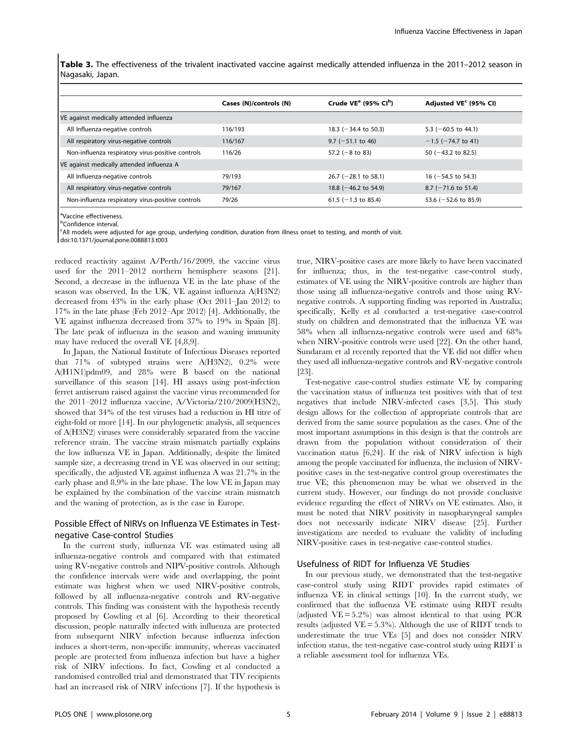**Table 3.** The effectiveness of the trivalent inactivated vaccine against medically attended influenza in the 2011–2012 season in Nagasaki, Japan.

| | Cases (N)/controls (N) | Crude VE[a] (95% CI[b]) | Adjusted VE[c] (95% CI) |
|---|---|---|---|
| VE against medically attended influenza | | | |
| All Influenza-negative controls | 116/193 | 18.3 (−34.4 to 50.3) | 5.3 (−60.5 to 44.1) |
| All respiratory virus-negative controls | 116/167 | 9.7 (−51.1 to 46) | −1.5 (−74.7 to 41) |
| Non-influenza respiratory virus-positive controls | 116/26 | 57.2 (−8 to 83) | 50 (−43.2 to 82.5) |
| VE against medically attended influenza A | | | |
| All Influenza-negative controls | 79/193 | 26.7 (−28.1 to 58.1) | 16 (−54.5 to 54.3) |
| All respiratory virus-negative controls | 79/167 | 18.8 (−46.2 to 54.9) | 8.7 (−71.6 to 51.4) |
| Non-influenza respiratory virus-positive controls | 79/26 | 61.5 (−1.3 to 85.4) | 53.6 (−52.6 to 85.9) |

[a]Vaccine effectiveness.
[b]Confidence interval.
[c]All models were adjusted for age group, underlying condition, duration from illness onset to testing, and month of visit.
doi:10.1371/journal.pone.0088813.t003

reduced reactivity against A/Perth/16/2009, the vaccine virus used for the 2011–2012 northern hemisphere seasons [21]. Second, a decrease in the influenza VE in the late phase of the season was observed. In the UK, VE against influenza A(H3N2) decreased from 43% in the early phase (Oct 2011–Jan 2012) to 17% in the late phase (Feb 2012–Apr 2012) [4]. Additionally, the VE against influenza decreased from 37% to 19% in Spain [8]. The late peak of influenza in the season and waning immunity may have reduced the overall VE [4,8,9].

In Japan, the National Institute of Infectious Diseases reported that 71% of subtyped strains were A(H3N2), 0.2% were A(H1N1)pdm09, and 28% were B based on the national surveillance of this season [14]. HI assays using post-infection ferret antiserum raised against the vaccine virus recommended for the 2011–2012 influenza vaccine, A/Victoria/210/2009(H3N2), showed that 34% of the test viruses had a reduction in HI titre of eight-fold or more [14]. In our phylogenetic analysis, all sequences of A(H3N2) viruses were considerably separated from the vaccine reference strain. The vaccine strain mismatch partially explains the low influenza VE in Japan. Additionally, despite the limited sample size, a decreasing trend in VE was observed in our setting; specifically, the adjusted VE against influenza A was 21.7% in the early phase and 8.9% in the late phase. The low VE in Japan may be explained by the combination of the vaccine strain mismatch and the waning of protection, as is the case in Europe.

## Possible Effect of NIRVs on Influenza VE Estimates in Test-negative Case-control Studies

In the current study, influenza VE was estimated using all influenza-negative controls and compared with that estimated using RV-negative controls and NIPV-positive controls. Although the confidence intervals were wide and overlapping, the point estimate was highest when we used NIRV-positive controls, followed by all influenza-negative controls and RV-negative controls. This finding was consistent with the hypothesis recently proposed by Cowling et al [6]. According to their theoretical discussion, people naturally infected with influenza are protected from subsequent NIRV infection because influenza infection induces a short-term, non-specific immunity, whereas vaccinated people are protected from influenza infection but have a higher risk of NIRV infections. In fact, Cowling et al conducted a randomised controlled trial and demonstrated that TIV recipients had an increased risk of NIRV infections [7]. If the hypothesis is true, NIRV-positive cases are more likely to have been vaccinated for influenza; thus, in the test-negative case-control study, estimates of VE using the NIRV-positive controls are higher than those using all influenza-negative controls and those using RV-negative controls. A supporting finding was reported in Australia; specifically, Kelly et al conducted a test-negative case-control study on children and demonstrated that the influenza VE was 58% when all influenza-negative controls were used and 68% when NIRV-positive controls were used [22]. On the other hand, Sundaram et al recently reported that the VE did not differ when they used all influenza-negative controls and RV-negative controls [23].

Test-negative case-control studies estimate VE by comparing the vaccination status of influenza test positives with that of test negatives that include NIRV-infected cases [3,5]. This study design allows for the collection of appropriate controls that are derived from the same source population as the cases. One of the most important assumptions in this design is that the controls are drawn from the population without consideration of their vaccination status [6,24]. If the risk of NIRV infection is high among the people vaccinated for influenza, the inclusion of NIRV-positive cases in the test-negative control group overestimates the true VE; this phenomenon may be what we observed in the current study. However, our findings do not provide conclusive evidence regarding the effect of NIRVs on VE estimates. Also, it must be noted that NIRV positivity in nasopharyngeal samples does not necessarily indicate NIRV disease [25]. Further investigations are needed to evaluate the validity of including NIRV-positive cases in test-negative case-control studies.

## Usefulness of RIDT for Influenza VE Studies

In our previous study, we demonstrated that the test-negative case-control study using RIDT provides rapid estimates of influenza VE in clinical settings [10]. In the current study, we confirmed that the influenza VE estimate using RIDT results (adjusted VE = 5.2%) was almost identical to that using PCR results (adjusted VE = 5.3%). Although the use of RIDT tends to underestimate the true VEs [5] and does not consider NIRV infection status, the test-negative case-control study using RIDT is a reliable assessment tool for influenza VEs.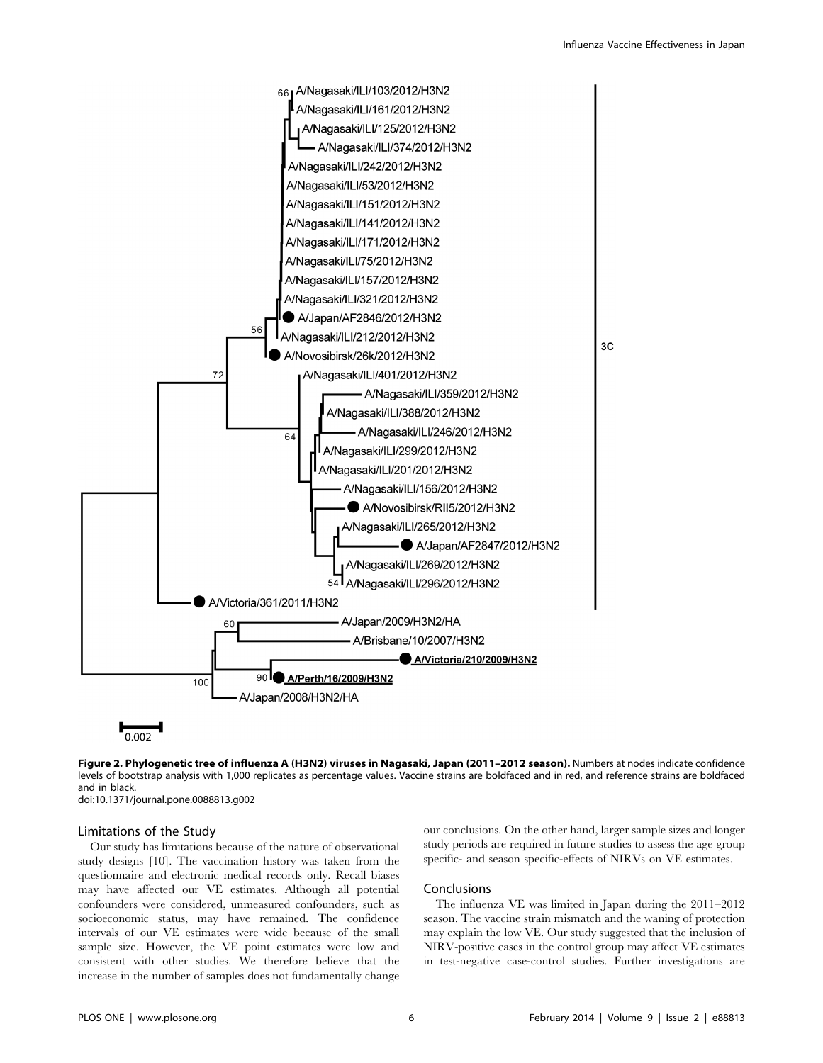**Figure 2. Phylogenetic tree of influenza A (H3N2) viruses in Nagasaki, Japan (2011–2012 season).** Numbers at nodes indicate confidence levels of bootstrap analysis with 1,000 replicates as percentage values. Vaccine strains are boldfaced and in red, and reference strains are boldfaced and in black.
doi:10.1371/journal.pone.0088813.g002

### Limitations of the Study

Our study has limitations because of the nature of observational study designs [10]. The vaccination history was taken from the questionnaire and electronic medical records only. Recall biases may have affected our VE estimates. Although all potential confounders were considered, unmeasured confounders, such as socioeconomic status, may have remained. The confidence intervals of our VE estimates were wide because of the small sample size. However, the VE point estimates were low and consistent with other studies. We therefore believe that the increase in the number of samples does not fundamentally change our conclusions. On the other hand, larger sample sizes and longer study periods are required in future studies to assess the age group specific- and season specific-effects of NIRVs on VE estimates.

## Conclusions

The influenza VE was limited in Japan during the 2011–2012 season. The vaccine strain mismatch and the waning of protection may explain the low VE. Our study suggested that the inclusion of NIRV-positive cases in the control group may affect VE estimates in test-negative case-control studies. Further investigations are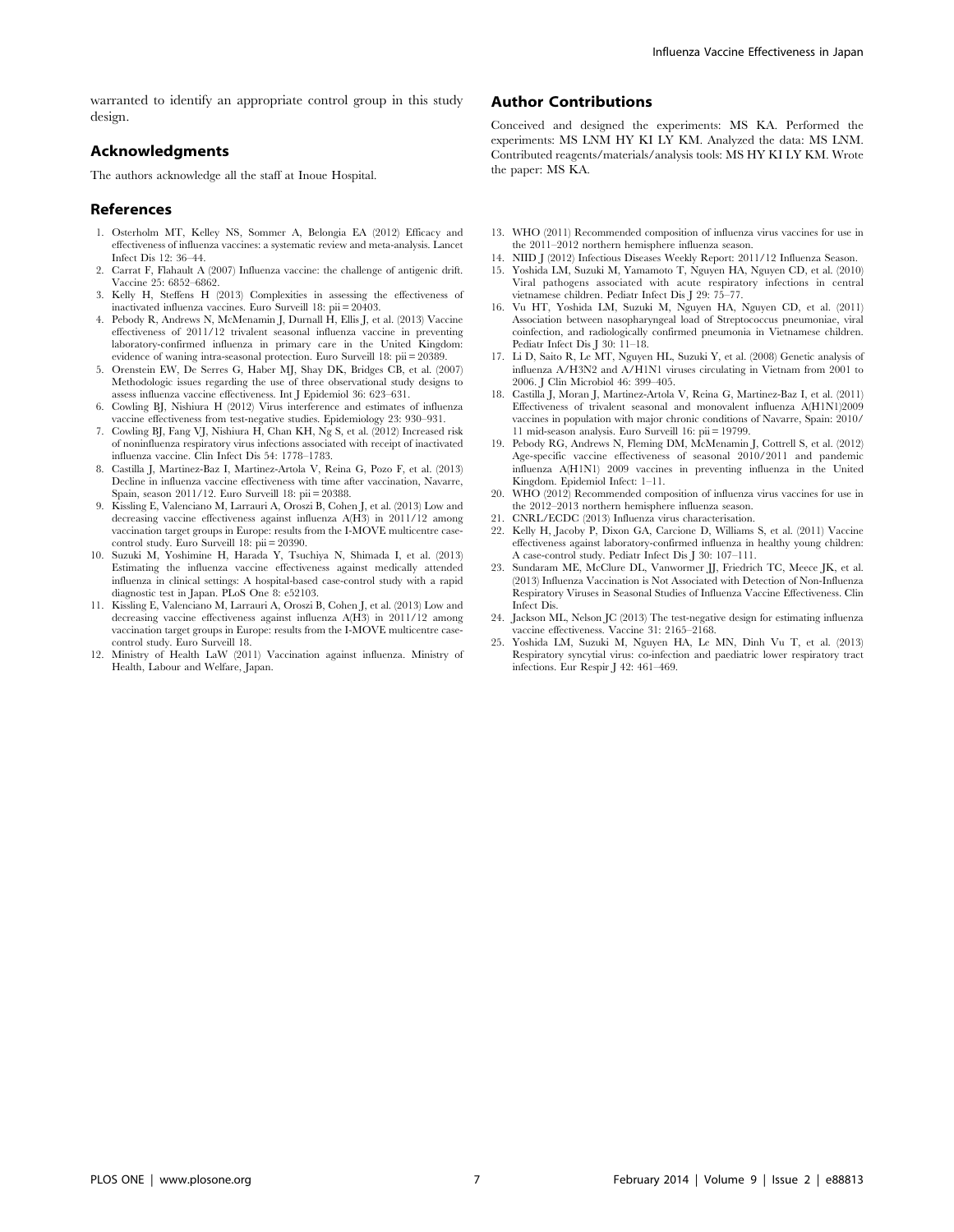warranted to identify an appropriate control group in this study design.

## Acknowledgments

The authors acknowledge all the staff at Inoue Hospital.

## Author Contributions

Conceived and designed the experiments: MS KA. Performed the experiments: MS LNM HY KI LY KM. Analyzed the data: MS LNM. Contributed reagents/materials/analysis tools: MS HY KI LY KM. Wrote the paper: MS KA.

## References

1. Osterholm MT, Kelley NS, Sommer A, Belongia EA (2012) Efficacy and effectiveness of influenza vaccines: a systematic review and meta-analysis. Lancet Infect Dis 12: 36–44.
2. Carrat F, Flahault A (2007) Influenza vaccine: the challenge of antigenic drift. Vaccine 25: 6852–6862.
3. Kelly H, Steffens H (2013) Complexities in assessing the effectiveness of inactivated influenza vaccines. Euro Surveill 18: pii = 20403.
4. Pebody R, Andrews N, McMenamin J, Durnall H, Ellis J, et al. (2013) Vaccine effectiveness of 2011/12 trivalent seasonal influenza vaccine in preventing laboratory-confirmed influenza in primary care in the United Kingdom: evidence of waning intra-seasonal protection. Euro Surveill 18: pii = 20389.
5. Orenstein EW, De Serres G, Haber MJ, Shay DK, Bridges CB, et al. (2007) Methodologic issues regarding the use of three observational study designs to assess influenza vaccine effectiveness. Int J Epidemiol 36: 623–631.
6. Cowling BJ, Nishiura H (2012) Virus interference and estimates of influenza vaccine effectiveness from test-negative studies. Epidemiology 23: 930–931.
7. Cowling BJ, Fang VJ, Nishiura H, Chan KH, Ng S, et al. (2012) Increased risk of noninfluenza respiratory virus infections associated with receipt of inactivated influenza vaccine. Clin Infect Dis 54: 1778–1783.
8. Castilla J, Martinez-Baz I, Martinez-Artola V, Reina G, Pozo F, et al. (2013) Decline in influenza vaccine effectiveness with time after vaccination, Navarre, Spain, season 2011/12. Euro Surveill 18: pii = 20388.
9. Kissling E, Valenciano M, Larrauri A, Oroszi B, Cohen J, et al. (2013) Low and decreasing vaccine effectiveness against influenza A(H3) in 2011/12 among vaccination target groups in Europe: results from the I-MOVE multicentre case-control study. Euro Surveill 18: pii = 20390.
10. Suzuki M, Yoshimine H, Harada Y, Tsuchiya N, Shimada I, et al. (2013) Estimating the influenza vaccine effectiveness against medically attended influenza in clinical settings: A hospital-based case-control study with a rapid diagnostic test in Japan. PLoS One 8: e52103.
11. Kissling E, Valenciano M, Larrauri A, Oroszi B, Cohen J, et al. (2013) Low and decreasing vaccine effectiveness against influenza A(H3) in 2011/12 among vaccination target groups in Europe: results from the I-MOVE multicentre case-control study. Euro Surveill 18.
12. Ministry of Health LaW (2011) Vaccination against influenza. Ministry of Health, Labour and Welfare, Japan.
13. WHO (2011) Recommended composition of influenza virus vaccines for use in the 2011–2012 northern hemisphere influenza season.
14. NIID J (2012) Infectious Diseases Weekly Report: 2011/12 Influenza Season.
15. Yoshida LM, Suzuki M, Yamamoto T, Nguyen HA, Nguyen CD, et al. (2010) Viral pathogens associated with acute respiratory infections in central vietnamese children. Pediatr Infect Dis J 29: 75–77.
16. Vu HT, Yoshida LM, Suzuki M, Nguyen HA, Nguyen CD, et al. (2011) Association between nasopharyngeal load of Streptococcus pneumoniae, viral coinfection, and radiologically confirmed pneumonia in Vietnamese children. Pediatr Infect Dis J 30: 11–18.
17. Li D, Saito R, Le MT, Nguyen HL, Suzuki Y, et al. (2008) Genetic analysis of influenza A/H3N2 and A/H1N1 viruses circulating in Vietnam from 2001 to 2006. J Clin Microbiol 46: 399–405.
18. Castilla J, Moran J, Martinez-Artola V, Reina G, Martinez-Baz I, et al. (2011) Effectiveness of trivalent seasonal and monovalent influenza A(H1N1)2009 vaccines in population with major chronic conditions of Navarre, Spain: 2010/11 mid-season analysis. Euro Surveill 16: pii = 19799.
19. Pebody RG, Andrews N, Fleming DM, McMenamin J, Cottrell S, et al. (2012) Age-specific vaccine effectiveness of seasonal 2010/2011 and pandemic influenza A(H1N1) 2009 vaccines in preventing influenza in the United Kingdom. Epidemiol Infect: 1–11.
20. WHO (2012) Recommended composition of influenza virus vaccines for use in the 2012–2013 northern hemisphere influenza season.
21. CNRL/ECDC (2013) Influenza virus characterisation.
22. Kelly H, Jacoby P, Dixon GA, Carcione D, Williams S, et al. (2011) Vaccine effectiveness against laboratory-confirmed influenza in healthy young children: A case-control study. Pediatr Infect Dis J 30: 107–111.
23. Sundaram ME, McClure DL, Vanwormer JJ, Friedrich TC, Meece JK, et al. (2013) Influenza Vaccination is Not Associated with Detection of Non-Influenza Respiratory Viruses in Seasonal Studies of Influenza Vaccine Effectiveness. Clin Infect Dis.
24. Jackson ML, Nelson JC (2013) The test-negative design for estimating influenza vaccine effectiveness. Vaccine 31: 2165–2168.
25. Yoshida LM, Suzuki M, Nguyen HA, Le MN, Dinh Vu T, et al. (2013) Respiratory syncytial virus: co-infection and paediatric lower respiratory tract infections. Eur Respir J 42: 461–469.